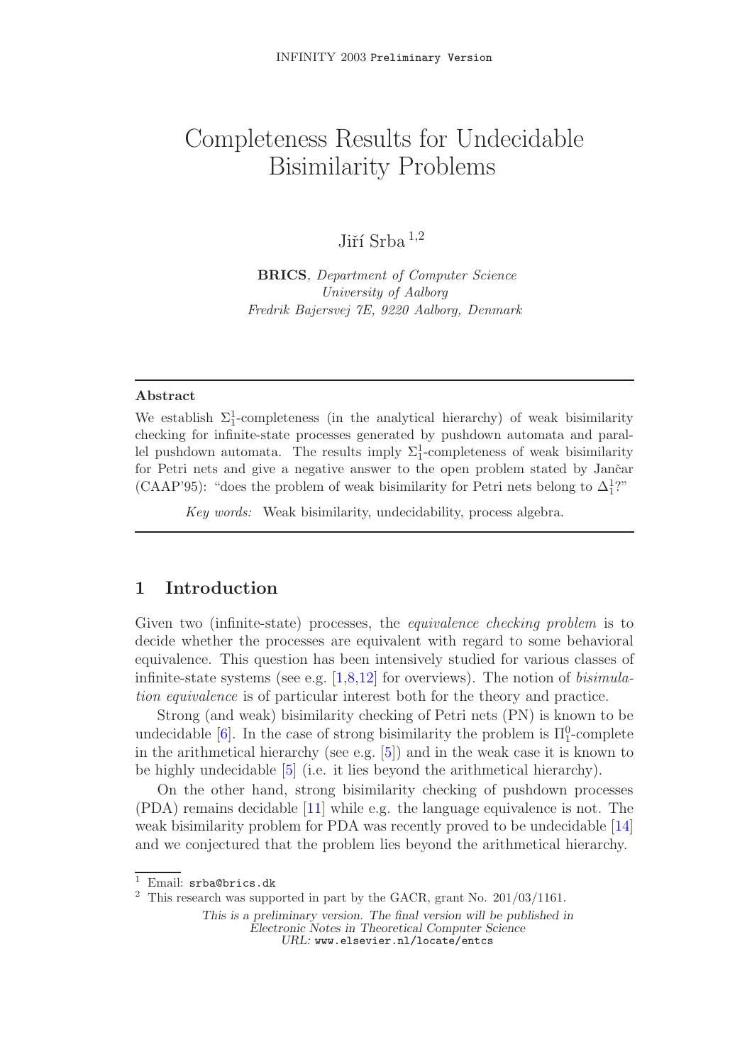# Completeness Results for Undecidable Bisimilarity Problems

Jiří Srba [1,2]

**BRICS**, *Department of Computer Science*
*University of Aalborg*
*Fredrik Bajersvej 7E, 9220 Aalborg, Denmark*

---

### Abstract

We establish $\Sigma^1_1$-completeness (in the analytical hierarchy) of weak bisimilarity checking for infinite-state processes generated by pushdown automata and parallel pushdown automata. The results imply $\Sigma^1_1$-completeness of weak bisimilarity for Petri nets and give a negative answer to the open problem stated by Jančar (CAAP'95): "does the problem of weak bisimilarity for Petri nets belong to $\Delta^1_1$?"

*Key words:* Weak bisimilarity, undecidability, process algebra.

---

## 1 Introduction

Given two (infinite-state) processes, the *equivalence checking problem* is to decide whether the processes are equivalent with regard to some behavioral equivalence. This question has been intensively studied for various classes of infinite-state systems (see e.g. [1,8,12] for overviews). The notion of *bisimulation equivalence* is of particular interest both for the theory and practice.

Strong (and weak) bisimilarity checking of Petri nets (PN) is known to be undecidable [6]. In the case of strong bisimilarity the problem is $\Pi^0_1$-complete in the arithmetical hierarchy (see e.g. [5]) and in the weak case it is known to be highly undecidable [5] (i.e. it lies beyond the arithmetical hierarchy).

On the other hand, strong bisimilarity checking of pushdown processes (PDA) remains decidable [11] while e.g. the language equivalence is not. The weak bisimilarity problem for PDA was recently proved to be undecidable [14] and we conjectured that the problem lies beyond the arithmetical hierarchy.

---

[1] Email: srba@brics.dk

[2] This research was supported in part by the GACR, grant No. 201/03/1161.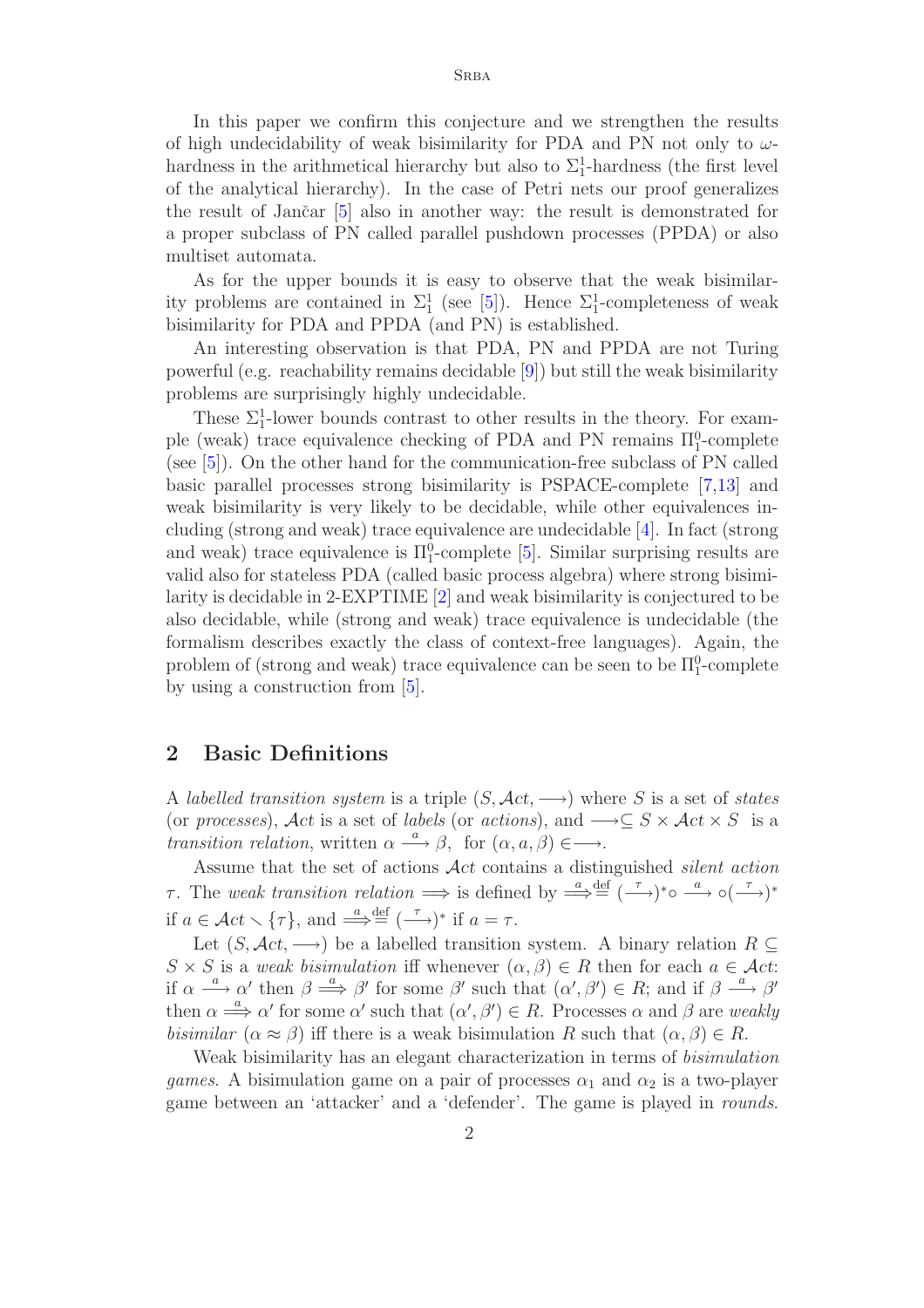In this paper we confirm this conjecture and we strengthen the results of high undecidability of weak bisimilarity for PDA and PN not only to $\omega$-hardness in the arithmetical hierarchy but also to $\Sigma^1_1$-hardness (the first level of the analytical hierarchy). In the case of Petri nets our proof generalizes the result of Jančar [5] also in another way: the result is demonstrated for a proper subclass of PN called parallel pushdown processes (PPDA) or also multiset automata.

As for the upper bounds it is easy to observe that the weak bisimilarity problems are contained in $\Sigma^1_1$ (see [5]). Hence $\Sigma^1_1$-completeness of weak bisimilarity for PDA and PPDA (and PN) is established.

An interesting observation is that PDA, PN and PPDA are not Turing powerful (e.g. reachability remains decidable [9]) but still the weak bisimilarity problems are surprisingly highly undecidable.

These $\Sigma^1_1$-lower bounds contrast to other results in the theory. For example (weak) trace equivalence checking of PDA and PN remains $\Pi^0_1$-complete (see [5]). On the other hand for the communication-free subclass of PN called basic parallel processes strong bisimilarity is PSPACE-complete [7,13] and weak bisimilarity is very likely to be decidable, while other equivalences including (strong and weak) trace equivalence are undecidable [4]. In fact (strong and weak) trace equivalence is $\Pi^0_1$-complete [5]. Similar surprising results are valid also for stateless PDA (called basic process algebra) where strong bisimilarity is decidable in 2-EXPTIME [2] and weak bisimilarity is conjectured to be also decidable, while (strong and weak) trace equivalence is undecidable (the formalism describes exactly the class of context-free languages). Again, the problem of (strong and weak) trace equivalence can be seen to be $\Pi^0_1$-complete by using a construction from [5].

## 2 Basic Definitions

A *labelled transition system* is a triple $(S, \mathcal{A}ct, \longrightarrow)$ where $S$ is a set of *states* (or *processes*), $\mathcal{A}ct$ is a set of *labels* (or *actions*), and $\longrightarrow \subseteq S \times \mathcal{A}ct \times S$ is a *transition relation*, written $\alpha \stackrel{a}{\longrightarrow} \beta$, for $(\alpha, a, \beta) \in \longrightarrow$.

Assume that the set of actions $\mathcal{A}ct$ contains a distinguished *silent action* $\tau$. The *weak transition relation* $\Longrightarrow$ is defined by $\stackrel{a}{\Longrightarrow} \stackrel{\text{def}}{=} (\stackrel{\tau}{\longrightarrow})^* \circ \stackrel{a}{\longrightarrow} \circ (\stackrel{\tau}{\longrightarrow})^*$ if $a \in \mathcal{A}ct \smallsetminus \{\tau\}$, and $\stackrel{a}{\Longrightarrow} \stackrel{\text{def}}{=} (\stackrel{\tau}{\longrightarrow})^*$ if $a = \tau$.

Let $(S, \mathcal{A}ct, \longrightarrow)$ be a labelled transition system. A binary relation $R \subseteq S \times S$ is a *weak bisimulation* iff whenever $(\alpha, \beta) \in R$ then for each $a \in \mathcal{A}ct$: if $\alpha \stackrel{a}{\longrightarrow} \alpha'$ then $\beta \stackrel{a}{\Longrightarrow} \beta'$ for some $\beta'$ such that $(\alpha', \beta') \in R$; and if $\beta \stackrel{a}{\longrightarrow} \beta'$ then $\alpha \stackrel{a}{\Longrightarrow} \alpha'$ for some $\alpha'$ such that $(\alpha', \beta') \in R$. Processes $\alpha$ and $\beta$ are *weakly bisimilar* ($\alpha \approx \beta$) iff there is a weak bisimulation $R$ such that $(\alpha, \beta) \in R$.

Weak bisimilarity has an elegant characterization in terms of *bisimulation games*. A bisimulation game on a pair of processes $\alpha_1$ and $\alpha_2$ is a two-player game between an 'attacker' and a 'defender'. The game is played in *rounds*.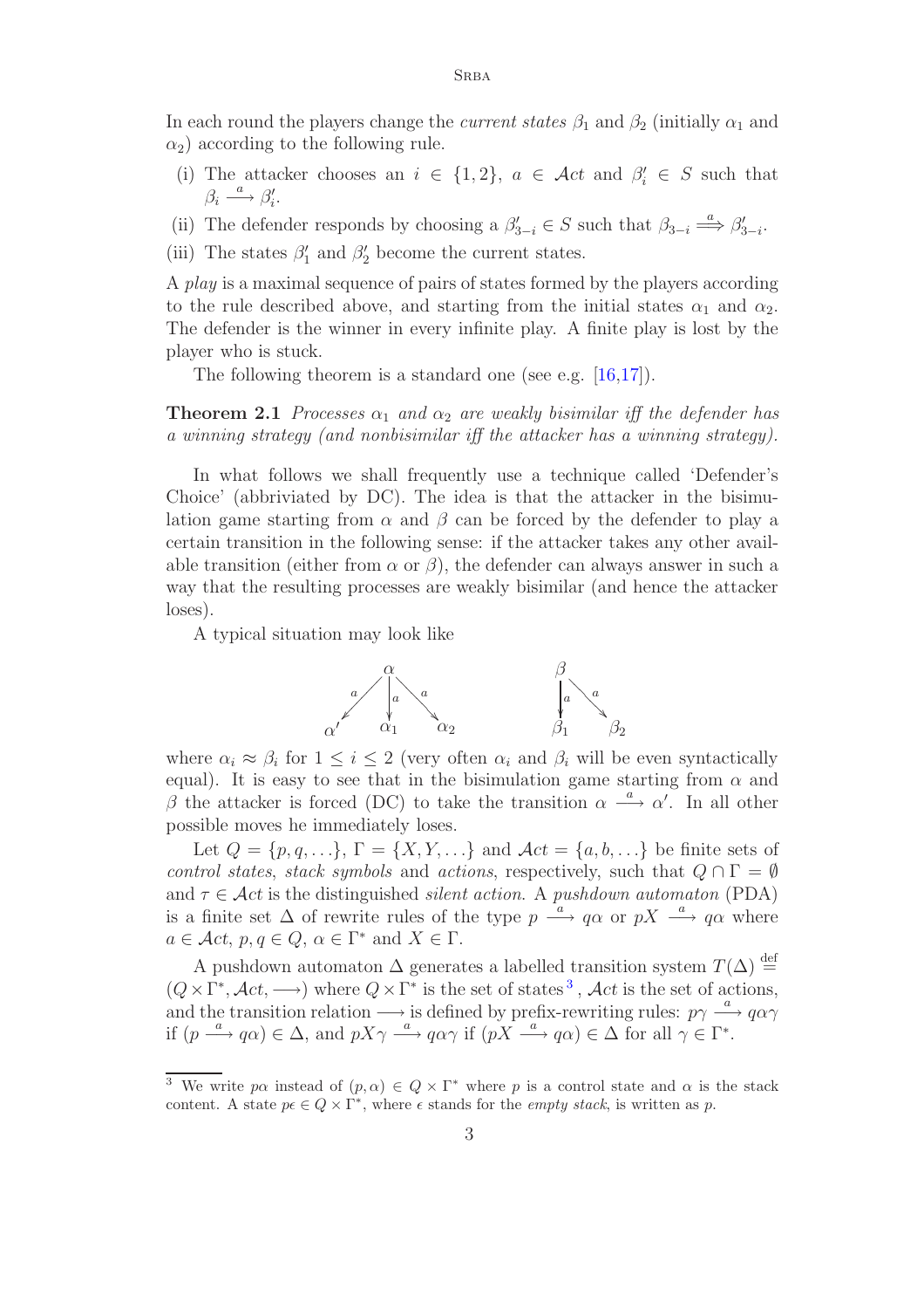In each round the players change the *current states* $\beta_1$ and $\beta_2$ (initially $\alpha_1$ and $\alpha_2$) according to the following rule.

- (i) The attacker chooses an $i \in \{1,2\}$, $a \in \mathcal{A}ct$ and $\beta_i' \in S$ such that $\beta_i \stackrel{a}{\longrightarrow} \beta_i'$.
- (ii) The defender responds by choosing a $\beta_{3-i}' \in S$ such that $\beta_{3-i} \stackrel{a}{\Longrightarrow} \beta_{3-i}'$.
- (iii) The states $\beta_1'$ and $\beta_2'$ become the current states.

A *play* is a maximal sequence of pairs of states formed by the players according to the rule described above, and starting from the initial states $\alpha_1$ and $\alpha_2$. The defender is the winner in every infinite play. A finite play is lost by the player who is stuck.

The following theorem is a standard one (see e.g. [16,17]).

**Theorem 2.1** *Processes $\alpha_1$ and $\alpha_2$ are weakly bisimilar iff the defender has a winning strategy (and nonbisimilar iff the attacker has a winning strategy).*

In what follows we shall frequently use a technique called 'Defender's Choice' (abbriviated by DC). The idea is that the attacker in the bisimulation game starting from $\alpha$ and $\beta$ can be forced by the defender to play a certain transition in the following sense: if the attacker takes any other available transition (either from $\alpha$ or $\beta$), the defender can always answer in such a way that the resulting processes are weakly bisimilar (and hence the attacker loses).

A typical situation may look like

$$\alpha \stackrel{a}{\longrightarrow} \alpha', \quad \alpha \stackrel{a}{\longrightarrow} \alpha_1, \quad \alpha \stackrel{a}{\longrightarrow} \alpha_2 \qquad\qquad \beta \stackrel{a}{\longrightarrow} \beta_1, \quad \beta \stackrel{a}{\longrightarrow} \beta_2$$

where $\alpha_i \approx \beta_i$ for $1 \leq i \leq 2$ (very often $\alpha_i$ and $\beta_i$ will be even syntactically equal). It is easy to see that in the bisimulation game starting from $\alpha$ and $\beta$ the attacker is forced (DC) to take the transition $\alpha \stackrel{a}{\longrightarrow} \alpha'$. In all other possible moves he immediately loses.

Let $Q = \{p, q, \ldots\}$, $\Gamma = \{X, Y, \ldots\}$ and $\mathcal{A}ct = \{a, b, \ldots\}$ be finite sets of *control states*, *stack symbols* and *actions*, respectively, such that $Q \cap \Gamma = \emptyset$ and $\tau \in \mathcal{A}ct$ is the distinguished *silent action*. A *pushdown automaton* (PDA) is a finite set $\Delta$ of rewrite rules of the type $p \stackrel{a}{\longrightarrow} q\alpha$ or $pX \stackrel{a}{\longrightarrow} q\alpha$ where $a \in \mathcal{A}ct$, $p, q \in Q$, $\alpha \in \Gamma^*$ and $X \in \Gamma$.

A pushdown automaton $\Delta$ generates a labelled transition system $T(\Delta) \stackrel{\text{def}}{=} (Q \times \Gamma^*, \mathcal{A}ct, \longrightarrow)$ where $Q \times \Gamma^*$ is the set of states[3], $\mathcal{A}ct$ is the set of actions, and the transition relation $\longrightarrow$ is defined by prefix-rewriting rules: $p\gamma \stackrel{a}{\longrightarrow} q\alpha\gamma$ if $(p \stackrel{a}{\longrightarrow} q\alpha) \in \Delta$, and $pX\gamma \stackrel{a}{\longrightarrow} q\alpha\gamma$ if $(pX \stackrel{a}{\longrightarrow} q\alpha) \in \Delta$ for all $\gamma \in \Gamma^*$.

[3] We write $p\alpha$ instead of $(p, \alpha) \in Q \times \Gamma^*$ where $p$ is a control state and $\alpha$ is the stack content. A state $p\epsilon \in Q \times \Gamma^*$, where $\epsilon$ stands for the *empty stack*, is written as $p$.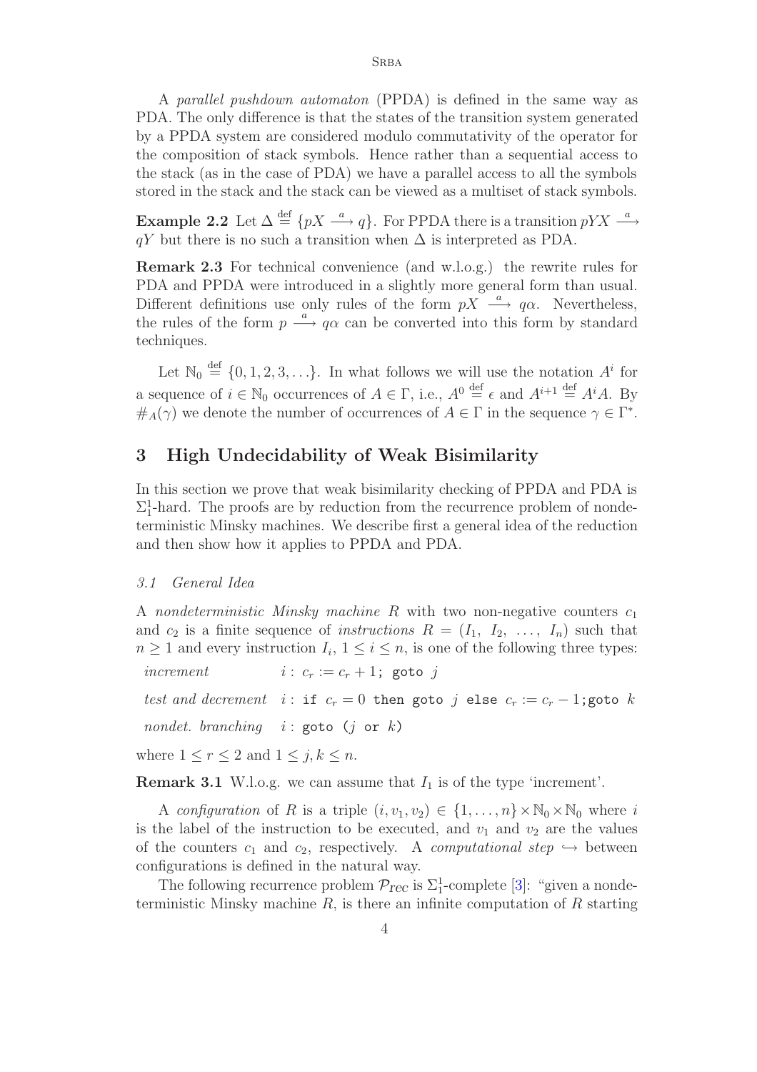A *parallel pushdown automaton* (PPDA) is defined in the same way as PDA. The only difference is that the states of the transition system generated by a PPDA system are considered modulo commutativity of the operator for the composition of stack symbols. Hence rather than a sequential access to the stack (as in the case of PDA) we have a parallel access to all the symbols stored in the stack and the stack can be viewed as a multiset of stack symbols.

**Example 2.2** Let $\Delta \stackrel{\text{def}}{=} \{pX \stackrel{a}{\longrightarrow} q\}$. For PPDA there is a transition $pYX \stackrel{a}{\longrightarrow} qY$ but there is no such a transition when $\Delta$ is interpreted as PDA.

**Remark 2.3** For technical convenience (and w.l.o.g.) the rewrite rules for PDA and PPDA were introduced in a slightly more general form than usual. Different definitions use only rules of the form $pX \stackrel{a}{\longrightarrow} q\alpha$. Nevertheless, the rules of the form $p \stackrel{a}{\longrightarrow} q\alpha$ can be converted into this form by standard techniques.

Let $\mathbb{N}_0 \stackrel{\text{def}}{=} \{0, 1, 2, 3, \ldots\}$. In what follows we will use the notation $A^i$ for a sequence of $i \in \mathbb{N}_0$ occurrences of $A \in \Gamma$, i.e., $A^0 \stackrel{\text{def}}{=} \epsilon$ and $A^{i+1} \stackrel{\text{def}}{=} A^i A$. By $\#_A(\gamma)$ we denote the number of occurrences of $A \in \Gamma$ in the sequence $\gamma \in \Gamma^*$.

## 3 High Undecidability of Weak Bisimilarity

In this section we prove that weak bisimilarity checking of PPDA and PDA is $\Sigma^1_1$-hard. The proofs are by reduction from the recurrence problem of nondeterministic Minsky machines. We describe first a general idea of the reduction and then show how it applies to PPDA and PDA.

### *3.1 General Idea*

A *nondeterministic Minsky machine* $R$ with two non-negative counters $c_1$ and $c_2$ is a finite sequence of *instructions* $R = (I_1,\ I_2,\ \ldots,\ I_n)$ such that $n \geq 1$ and every instruction $I_i$, $1 \leq i \leq n$, is one of the following three types:

*increment* $\quad i :\ c_r := c_r + 1$`; goto` $j$

*test and decrement* $\quad i :$ `if` $c_r = 0$ `then goto` $j$ `else` $c_r := c_r - 1$`;goto` $k$

*nondet. branching* $\quad i :$ `goto (`$j$ `or` $k$`)`

where $1 \leq r \leq 2$ and $1 \leq j, k \leq n$.

**Remark 3.1** W.l.o.g. we can assume that $I_1$ is of the type 'increment'.

A *configuration* of $R$ is a triple $(i, v_1, v_2) \in \{1, \ldots, n\} \times \mathbb{N}_0 \times \mathbb{N}_0$ where $i$ is the label of the instruction to be executed, and $v_1$ and $v_2$ are the values of the counters $c_1$ and $c_2$, respectively. A *computational step* $\hookrightarrow$ between configurations is defined in the natural way.

The following recurrence problem $\mathcal{P}_{rec}$ is $\Sigma^1_1$-complete [3]: "given a nondeterministic Minsky machine $R$, is there an infinite computation of $R$ starting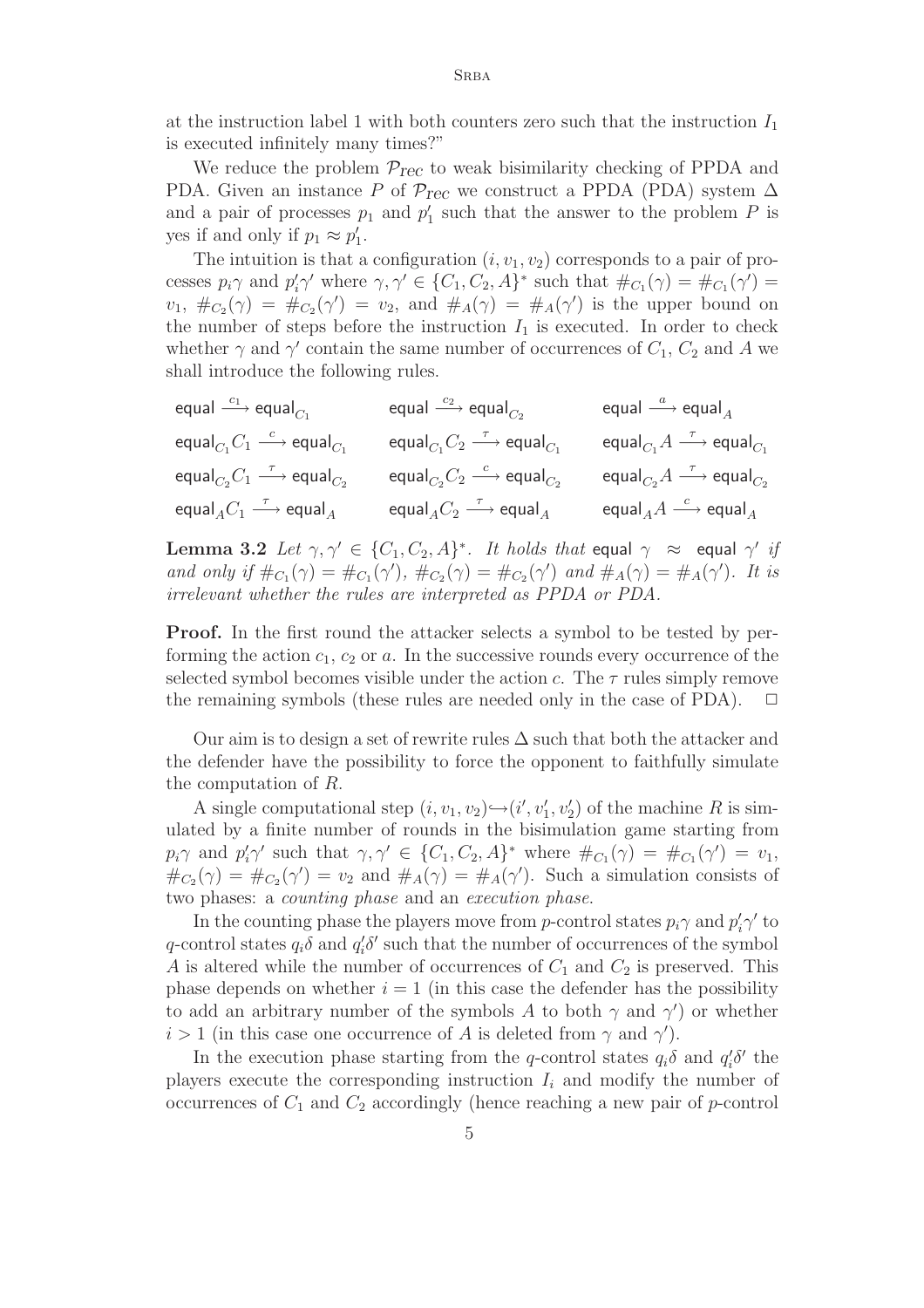at the instruction label 1 with both counters zero such that the instruction $I_1$ is executed infinitely many times?"

We reduce the problem $\mathcal{P}_{rec}$ to weak bisimilarity checking of PPDA and PDA. Given an instance $P$ of $\mathcal{P}_{rec}$ we construct a PPDA (PDA) system $\Delta$ and a pair of processes $p_1$ and $p'_1$ such that the answer to the problem $P$ is yes if and only if $p_1 \approx p'_1$.

The intuition is that a configuration $(i, v_1, v_2)$ corresponds to a pair of processes $p_i\gamma$ and $p'_i\gamma'$ where $\gamma, \gamma' \in \{C_1, C_2, A\}^*$ such that $\#_{C_1}(\gamma) = \#_{C_1}(\gamma') = v_1$, $\#_{C_2}(\gamma) = \#_{C_2}(\gamma') = v_2$, and $\#_A(\gamma) = \#_A(\gamma')$ is the upper bound on the number of steps before the instruction $I_1$ is executed. In order to check whether $\gamma$ and $\gamma'$ contain the same number of occurrences of $C_1$, $C_2$ and $A$ we shall introduce the following rules.

$$
\begin{array}{lll}
\mathsf{equal} \xrightarrow{c_1} \mathsf{equal}_{C_1} & \mathsf{equal} \xrightarrow{c_2} \mathsf{equal}_{C_2} & \mathsf{equal} \xrightarrow{a} \mathsf{equal}_A \\
\mathsf{equal}_{C_1} C_1 \xrightarrow{c} \mathsf{equal}_{C_1} & \mathsf{equal}_{C_1} C_2 \xrightarrow{\tau} \mathsf{equal}_{C_1} & \mathsf{equal}_{C_1} A \xrightarrow{\tau} \mathsf{equal}_{C_1} \\
\mathsf{equal}_{C_2} C_1 \xrightarrow{\tau} \mathsf{equal}_{C_2} & \mathsf{equal}_{C_2} C_2 \xrightarrow{c} \mathsf{equal}_{C_2} & \mathsf{equal}_{C_2} A \xrightarrow{\tau} \mathsf{equal}_{C_2} \\
\mathsf{equal}_A C_1 \xrightarrow{\tau} \mathsf{equal}_A & \mathsf{equal}_A C_2 \xrightarrow{\tau} \mathsf{equal}_A & \mathsf{equal}_A A \xrightarrow{c} \mathsf{equal}_A
\end{array}
$$

**Lemma 3.2** *Let $\gamma, \gamma' \in \{C_1, C_2, A\}^*$. It holds that $\mathsf{equal}\ \gamma \approx \mathsf{equal}\ \gamma'$ if and only if $\#_{C_1}(\gamma) = \#_{C_1}(\gamma')$, $\#_{C_2}(\gamma) = \#_{C_2}(\gamma')$ and $\#_A(\gamma) = \#_A(\gamma')$. It is irrelevant whether the rules are interpreted as PPDA or PDA.*

**Proof.** In the first round the attacker selects a symbol to be tested by performing the action $c_1$, $c_2$ or $a$. In the successive rounds every occurrence of the selected symbol becomes visible under the action $c$. The $\tau$ rules simply remove the remaining symbols (these rules are needed only in the case of PDA). $\Box$

Our aim is to design a set of rewrite rules $\Delta$ such that both the attacker and the defender have the possibility to force the opponent to faithfully simulate the computation of $R$.

A single computational step $(i, v_1, v_2) \hookrightarrow (i', v'_1, v'_2)$ of the machine $R$ is simulated by a finite number of rounds in the bisimulation game starting from $p_i\gamma$ and $p'_i\gamma'$ such that $\gamma, \gamma' \in \{C_1, C_2, A\}^*$ where $\#_{C_1}(\gamma) = \#_{C_1}(\gamma') = v_1$, $\#_{C_2}(\gamma) = \#_{C_2}(\gamma') = v_2$ and $\#_A(\gamma) = \#_A(\gamma')$. Such a simulation consists of two phases: a *counting phase* and an *execution phase*.

In the counting phase the players move from $p$-control states $p_i\gamma$ and $p'_i\gamma'$ to $q$-control states $q_i\delta$ and $q'_i\delta'$ such that the number of occurrences of the symbol $A$ is altered while the number of occurrences of $C_1$ and $C_2$ is preserved. This phase depends on whether $i = 1$ (in this case the defender has the possibility to add an arbitrary number of the symbols $A$ to both $\gamma$ and $\gamma'$) or whether $i > 1$ (in this case one occurrence of $A$ is deleted from $\gamma$ and $\gamma'$).

In the execution phase starting from the $q$-control states $q_i\delta$ and $q'_i\delta'$ the players execute the corresponding instruction $I_i$ and modify the number of occurrences of $C_1$ and $C_2$ accordingly (hence reaching a new pair of $p$-control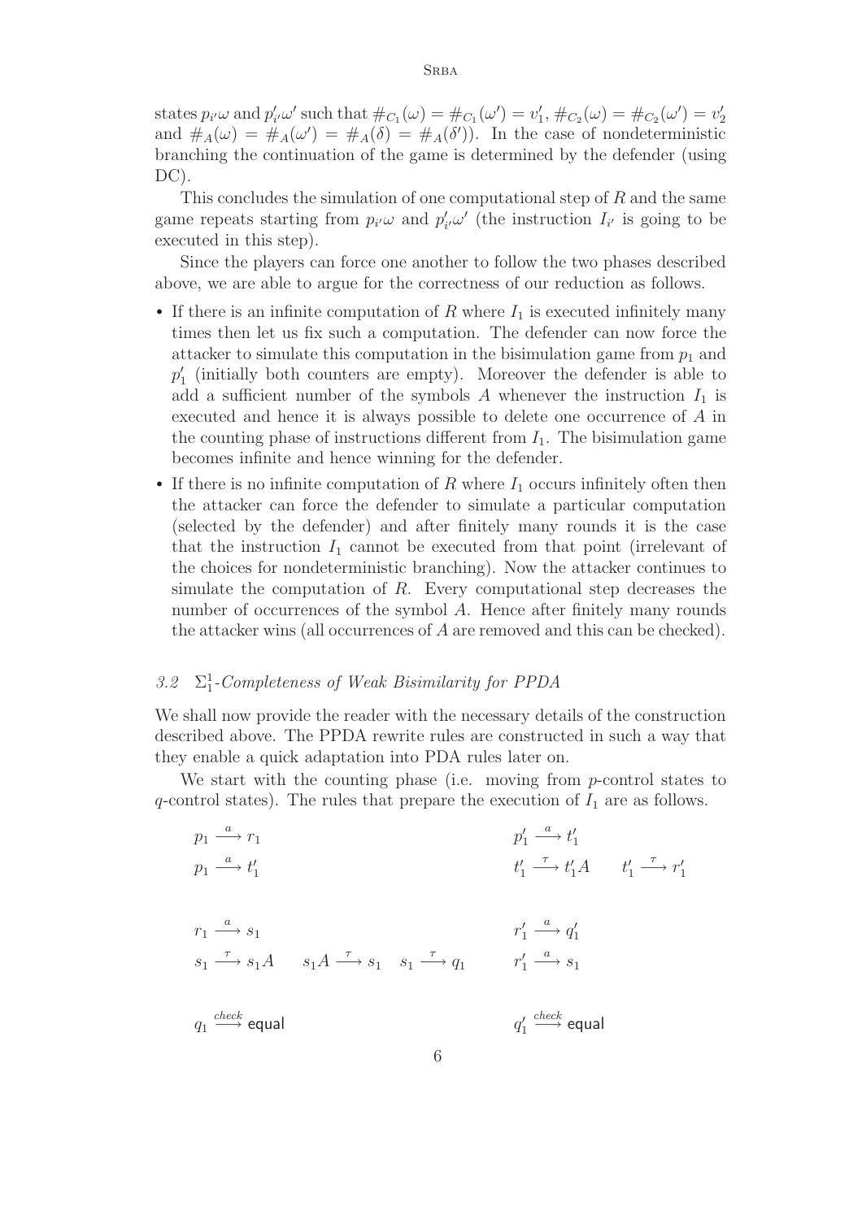states $p_{i'}\omega$ and $p'_{i'}\omega'$ such that $\#_{C_1}(\omega) = \#_{C_1}(\omega') = v'_1$, $\#_{C_2}(\omega) = \#_{C_2}(\omega') = v'_2$ and $\#_A(\omega) = \#_A(\omega') = \#_A(\delta) = \#_A(\delta')$). In the case of nondeterministic branching the continuation of the game is determined by the defender (using DC).

This concludes the simulation of one computational step of $R$ and the same game repeats starting from $p_{i'}\omega$ and $p'_{i'}\omega'$ (the instruction $I_{i'}$ is going to be executed in this step).

Since the players can force one another to follow the two phases described above, we are able to argue for the correctness of our reduction as follows.

- If there is an infinite computation of $R$ where $I_1$ is executed infinitely many times then let us fix such a computation. The defender can now force the attacker to simulate this computation in the bisimulation game from $p_1$ and $p'_1$ (initially both counters are empty). Moreover the defender is able to add a sufficient number of the symbols $A$ whenever the instruction $I_1$ is executed and hence it is always possible to delete one occurrence of $A$ in the counting phase of instructions different from $I_1$. The bisimulation game becomes infinite and hence winning for the defender.
- If there is no infinite computation of $R$ where $I_1$ occurs infinitely often then the attacker can force the defender to simulate a particular computation (selected by the defender) and after finitely many rounds it is the case that the instruction $I_1$ cannot be executed from that point (irrelevant of the choices for nondeterministic branching). Now the attacker continues to simulate the computation of $R$. Every computational step decreases the number of occurrences of the symbol $A$. Hence after finitely many rounds the attacker wins (all occurrences of $A$ are removed and this can be checked).

### *3.2* $\Sigma^1_1$*-Completeness of Weak Bisimilarity for PPDA*

We shall now provide the reader with the necessary details of the construction described above. The PPDA rewrite rules are constructed in such a way that they enable a quick adaptation into PDA rules later on.

We start with the counting phase (i.e. moving from $p$-control states to $q$-control states). The rules that prepare the execution of $I_1$ are as follows.

$$p_1 \xrightarrow{a} r_1 \qquad\qquad p'_1 \xrightarrow{a} t'_1$$

$$p_1 \xrightarrow{a} t'_1 \qquad\qquad t'_1 \xrightarrow{\tau} t'_1 A \qquad t'_1 \xrightarrow{\tau} r'_1$$

$$r_1 \xrightarrow{a} s_1 \qquad\qquad r'_1 \xrightarrow{a} q'_1$$

$$s_1 \xrightarrow{\tau} s_1 A \qquad s_1 A \xrightarrow{\tau} s_1 \qquad s_1 \xrightarrow{\tau} q_1 \qquad\qquad r'_1 \xrightarrow{a} s_1$$

$$q_1 \xrightarrow{check} \mathsf{equal} \qquad\qquad q'_1 \xrightarrow{check} \mathsf{equal}$$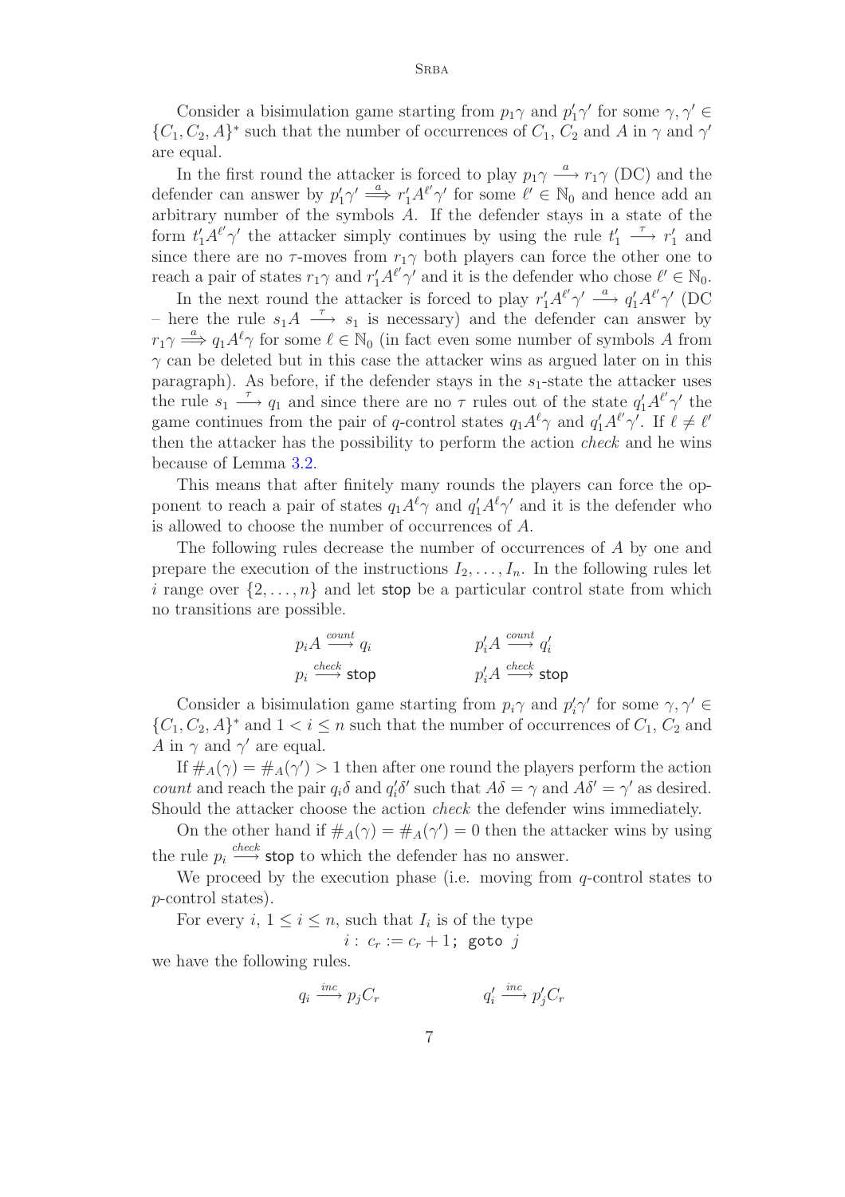Consider a bisimulation game starting from $p_1\gamma$ and $p'_1\gamma'$ for some $\gamma, \gamma' \in \{C_1, C_2, A\}^*$ such that the number of occurrences of $C_1$, $C_2$ and $A$ in $\gamma$ and $\gamma'$ are equal.

In the first round the attacker is forced to play $p_1\gamma \xrightarrow{a} r_1\gamma$ (DC) and the defender can answer by $p'_1\gamma' \stackrel{a}{\Longrightarrow} r'_1 A^{\ell'}\gamma'$ for some $\ell' \in \mathbb{N}_0$ and hence add an arbitrary number of the symbols $A$. If the defender stays in a state of the form $t'_1 A^{\ell'}\gamma'$ the attacker simply continues by using the rule $t'_1 \xrightarrow{\tau} r'_1$ and since there are no $\tau$-moves from $r_1\gamma$ both players can force the other one to reach a pair of states $r_1\gamma$ and $r'_1 A^{\ell'}\gamma'$ and it is the defender who chose $\ell' \in \mathbb{N}_0$.

In the next round the attacker is forced to play $r'_1 A^{\ell'}\gamma' \xrightarrow{a} q'_1 A^{\ell'}\gamma'$ (DC – here the rule $s_1 A \xrightarrow{\tau} s_1$ is necessary) and the defender can answer by $r_1\gamma \stackrel{a}{\Longrightarrow} q_1 A^{\ell}\gamma$ for some $\ell \in \mathbb{N}_0$ (in fact even some number of symbols $A$ from $\gamma$ can be deleted but in this case the attacker wins as argued later on in this paragraph). As before, if the defender stays in the $s_1$-state the attacker uses the rule $s_1 \xrightarrow{\tau} q_1$ and since there are no $\tau$ rules out of the state $q'_1 A^{\ell'}\gamma'$ the game continues from the pair of $q$-control states $q_1 A^{\ell}\gamma$ and $q'_1 A^{\ell'}\gamma'$. If $\ell \neq \ell'$ then the attacker has the possibility to perform the action *check* and he wins because of Lemma 3.2.

This means that after finitely many rounds the players can force the opponent to reach a pair of states $q_1 A^{\ell}\gamma$ and $q'_1 A^{\ell}\gamma'$ and it is the defender who is allowed to choose the number of occurrences of $A$.

The following rules decrease the number of occurrences of $A$ by one and prepare the execution of the instructions $I_2, \ldots, I_n$. In the following rules let $i$ range over $\{2, \ldots, n\}$ and let stop be a particular control state from which no transitions are possible.

$$
\begin{array}{ll}
p_i A \xrightarrow{count} q_i & \qquad p'_i A \xrightarrow{count} q'_i \\
p_i \xrightarrow{check} \mathsf{stop} & \qquad p'_i A \xrightarrow{check} \mathsf{stop}
\end{array}
$$

Consider a bisimulation game starting from $p_i\gamma$ and $p'_i\gamma'$ for some $\gamma, \gamma' \in \{C_1, C_2, A\}^*$ and $1 < i \leq n$ such that the number of occurrences of $C_1$, $C_2$ and $A$ in $\gamma$ and $\gamma'$ are equal.

If $\#_A(\gamma) = \#_A(\gamma') > 1$ then after one round the players perform the action *count* and reach the pair $q_i\delta$ and $q'_i\delta'$ such that $A\delta = \gamma$ and $A\delta' = \gamma'$ as desired. Should the attacker choose the action *check* the defender wins immediately.

On the other hand if $\#_A(\gamma) = \#_A(\gamma') = 0$ then the attacker wins by using the rule $p_i \xrightarrow{check} \mathsf{stop}$ to which the defender has no answer.

We proceed by the execution phase (i.e. moving from $q$-control states to $p$-control states).

For every $i$, $1 \leq i \leq n$, such that $I_i$ is of the type

$$i: \; c_r := c_r + 1; \; \texttt{goto} \; j$$

we have the following rules.

$$
q_i \xrightarrow{inc} p_j C_r \qquad\qquad q'_i \xrightarrow{inc} p'_j C_r
$$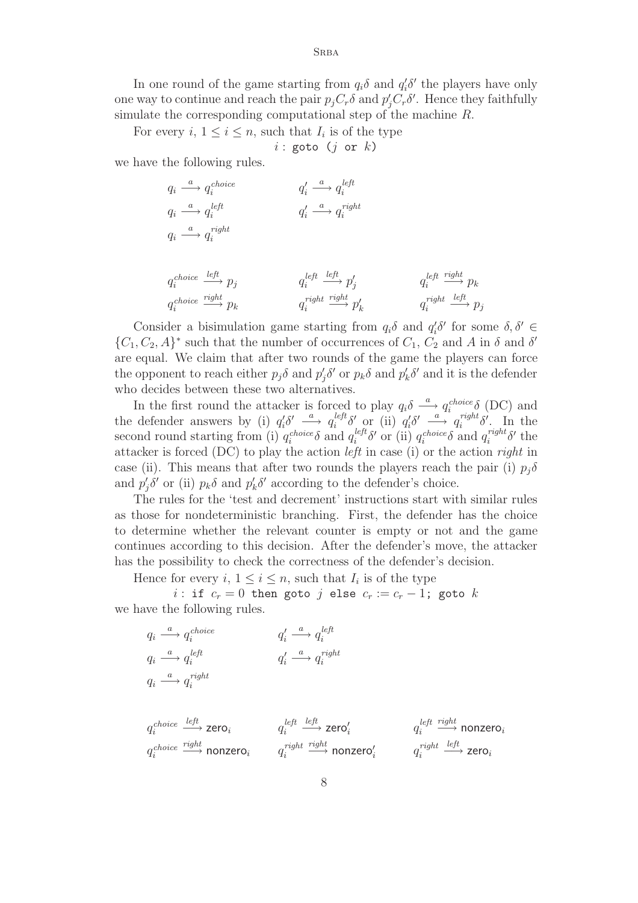In one round of the game starting from $q_i\delta$ and $q'_i\delta'$ the players have only one way to continue and reach the pair $p_jC_r\delta$ and $p'_jC_r\delta'$. Hence they faithfully simulate the corresponding computational step of the machine $R$.

For every $i$, $1 \le i \le n$, such that $I_i$ is of the type

$$i: \texttt{goto } (j \texttt{ or } k)$$

we have the following rules.

$$
\begin{array}{ll}
q_i \xrightarrow{a} q_i^{choice} & q'_i \xrightarrow{a} q_i^{left} \\
q_i \xrightarrow{a} q_i^{left} & q'_i \xrightarrow{a} q_i^{right} \\
q_i \xrightarrow{a} q_i^{right} &
\end{array}
$$

$$
\begin{array}{lll}
q_i^{choice} \xrightarrow{left} p_j & q_i^{left} \xrightarrow{left} p'_j & q_i^{left} \xrightarrow{right} p_k \\
q_i^{choice} \xrightarrow{right} p_k & q_i^{right} \xrightarrow{right} p'_k & q_i^{right} \xrightarrow{left} p_j
\end{array}
$$

Consider a bisimulation game starting from $q_i\delta$ and $q'_i\delta'$ for some $\delta, \delta' \in \{C_1, C_2, A\}^*$ such that the number of occurrences of $C_1$, $C_2$ and $A$ in $\delta$ and $\delta'$ are equal. We claim that after two rounds of the game the players can force the opponent to reach either $p_j\delta$ and $p'_j\delta'$ or $p_k\delta$ and $p'_k\delta'$ and it is the defender who decides between these two alternatives.

In the first round the attacker is forced to play $q_i\delta \xrightarrow{a} q_i^{choice}\delta$ (DC) and the defender answers by (i) $q'_i\delta' \xrightarrow{a} q_i^{left}\delta'$ or (ii) $q'_i\delta' \xrightarrow{a} q_i^{right}\delta'$. In the second round starting from (i) $q_i^{choice}\delta$ and $q_i^{left}\delta'$ or (ii) $q_i^{choice}\delta$ and $q_i^{right}\delta'$ the attacker is forced (DC) to play the action *left* in case (i) or the action *right* in case (ii). This means that after two rounds the players reach the pair (i) $p_j\delta$ and $p'_j\delta'$ or (ii) $p_k\delta$ and $p'_k\delta'$ according to the defender's choice.

The rules for the 'test and decrement' instructions start with similar rules as those for nondeterministic branching. First, the defender has the choice to determine whether the relevant counter is empty or not and the game continues according to this decision. After the defender's move, the attacker has the possibility to check the correctness of the defender's decision.

Hence for every $i$, $1 \le i \le n$, such that $I_i$ is of the type

$$i: \texttt{if } c_r = 0 \texttt{ then goto } j \texttt{ else } c_r := c_r - 1\texttt{; goto } k$$

we have the following rules.

$$
\begin{array}{ll}
q_i \xrightarrow{a} q_i^{choice} & q'_i \xrightarrow{a} q_i^{left} \\
q_i \xrightarrow{a} q_i^{left} & q'_i \xrightarrow{a} q_i^{right} \\
q_i \xrightarrow{a} q_i^{right} &
\end{array}
$$

$$
\begin{array}{lll}
q_i^{choice} \xrightarrow{left} \mathsf{zero}_i & q_i^{left} \xrightarrow{left} \mathsf{zero}'_i & q_i^{left} \xrightarrow{right} \mathsf{nonzero}_i \\
q_i^{choice} \xrightarrow{right} \mathsf{nonzero}_i & q_i^{right} \xrightarrow{right} \mathsf{nonzero}'_i & q_i^{right} \xrightarrow{left} \mathsf{zero}_i
\end{array}
$$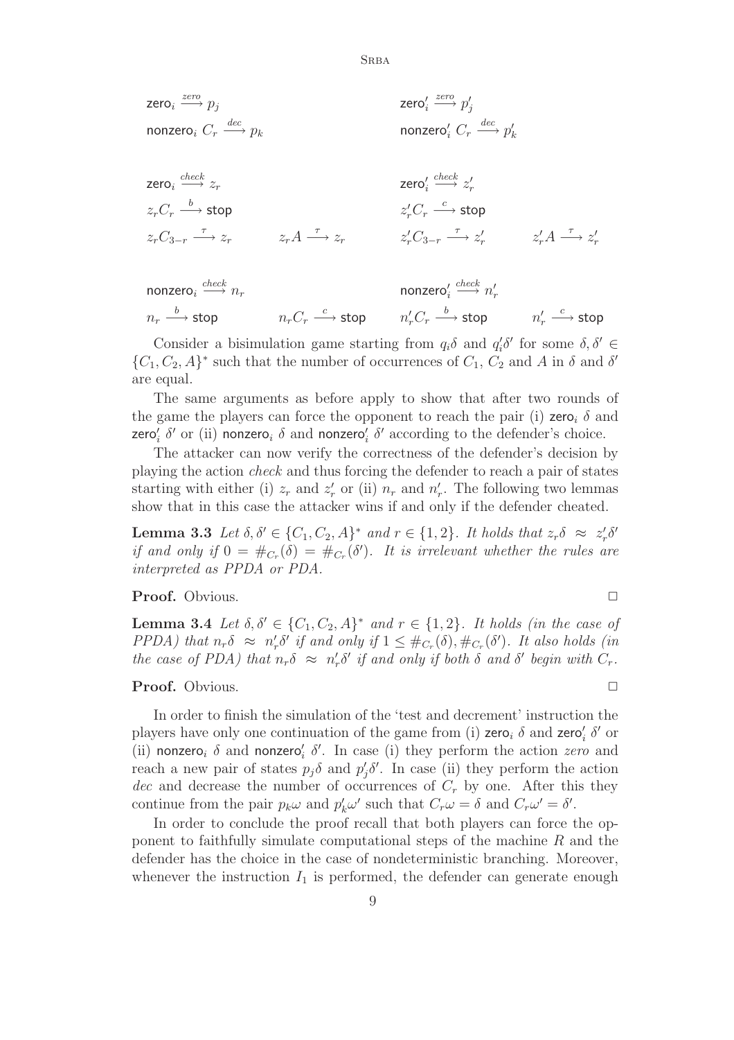$$\mathsf{zero}_i \xrightarrow{zero} p_j \qquad \mathsf{zero}'_i \xrightarrow{zero} p'_j$$

$$\mathsf{nonzero}_i\ C_r \xrightarrow{dec} p_k \qquad \mathsf{nonzero}'_i\ C_r \xrightarrow{dec} p'_k$$

$$\mathsf{zero}_i \xrightarrow{check} z_r \qquad \mathsf{zero}'_i \xrightarrow{check} z'_r$$

$$z_r C_r \xrightarrow{b} \mathsf{stop} \qquad z'_r C_r \xrightarrow{c} \mathsf{stop}$$

$$z_r C_{3-r} \xrightarrow{\tau} z_r \qquad z_r A \xrightarrow{\tau} z_r \qquad z'_r C_{3-r} \xrightarrow{\tau} z'_r \qquad z'_r A \xrightarrow{\tau} z'_r$$

$$\mathsf{nonzero}_i \xrightarrow{check} n_r \qquad \mathsf{nonzero}'_i \xrightarrow{check} n'_r$$

$$n_r \xrightarrow{b} \mathsf{stop} \qquad n_r C_r \xrightarrow{c} \mathsf{stop} \qquad n'_r C_r \xrightarrow{b} \mathsf{stop} \qquad n'_r \xrightarrow{c} \mathsf{stop}$$

Consider a bisimulation game starting from $q_i\delta$ and $q'_i\delta'$ for some $\delta, \delta' \in \{C_1, C_2, A\}^*$ such that the number of occurrences of $C_1$, $C_2$ and $A$ in $\delta$ and $\delta'$ are equal.

The same arguments as before apply to show that after two rounds of the game the players can force the opponent to reach the pair (i) $\mathsf{zero}_i\ \delta$ and $\mathsf{zero}'_i\ \delta'$ or (ii) $\mathsf{nonzero}_i\ \delta$ and $\mathsf{nonzero}'_i\ \delta'$ according to the defender's choice.

The attacker can now verify the correctness of the defender's decision by playing the action *check* and thus forcing the defender to reach a pair of states starting with either (i) $z_r$ and $z'_r$ or (ii) $n_r$ and $n'_r$. The following two lemmas show that in this case the attacker wins if and only if the defender cheated.

**Lemma 3.3** *Let $\delta, \delta' \in \{C_1, C_2, A\}^*$ and $r \in \{1, 2\}$. It holds that $z_r\delta \approx z'_r\delta'$ if and only if $0 = \#_{C_r}(\delta) = \#_{C_r}(\delta')$. It is irrelevant whether the rules are interpreted as PPDA or PDA.*

**Proof.** Obvious. □

**Lemma 3.4** *Let $\delta, \delta' \in \{C_1, C_2, A\}^*$ and $r \in \{1, 2\}$. It holds (in the case of PPDA) that $n_r\delta \approx n'_r\delta'$ if and only if $1 \leq \#_{C_r}(\delta), \#_{C_r}(\delta')$. It also holds (in the case of PDA) that $n_r\delta \approx n'_r\delta'$ if and only if both $\delta$ and $\delta'$ begin with $C_r$.*

**Proof.** Obvious. □

In order to finish the simulation of the 'test and decrement' instruction the players have only one continuation of the game from (i) $\mathsf{zero}_i\ \delta$ and $\mathsf{zero}'_i\ \delta'$ or (ii) $\mathsf{nonzero}_i\ \delta$ and $\mathsf{nonzero}'_i\ \delta'$. In case (i) they perform the action *zero* and reach a new pair of states $p_j\delta$ and $p'_j\delta'$. In case (ii) they perform the action *dec* and decrease the number of occurrences of $C_r$ by one. After this they continue from the pair $p_k\omega$ and $p'_k\omega'$ such that $C_r\omega = \delta$ and $C_r\omega' = \delta'$.

In order to conclude the proof recall that both players can force the opponent to faithfully simulate computational steps of the machine $R$ and the defender has the choice in the case of nondeterministic branching. Moreover, whenever the instruction $I_1$ is performed, the defender can generate enough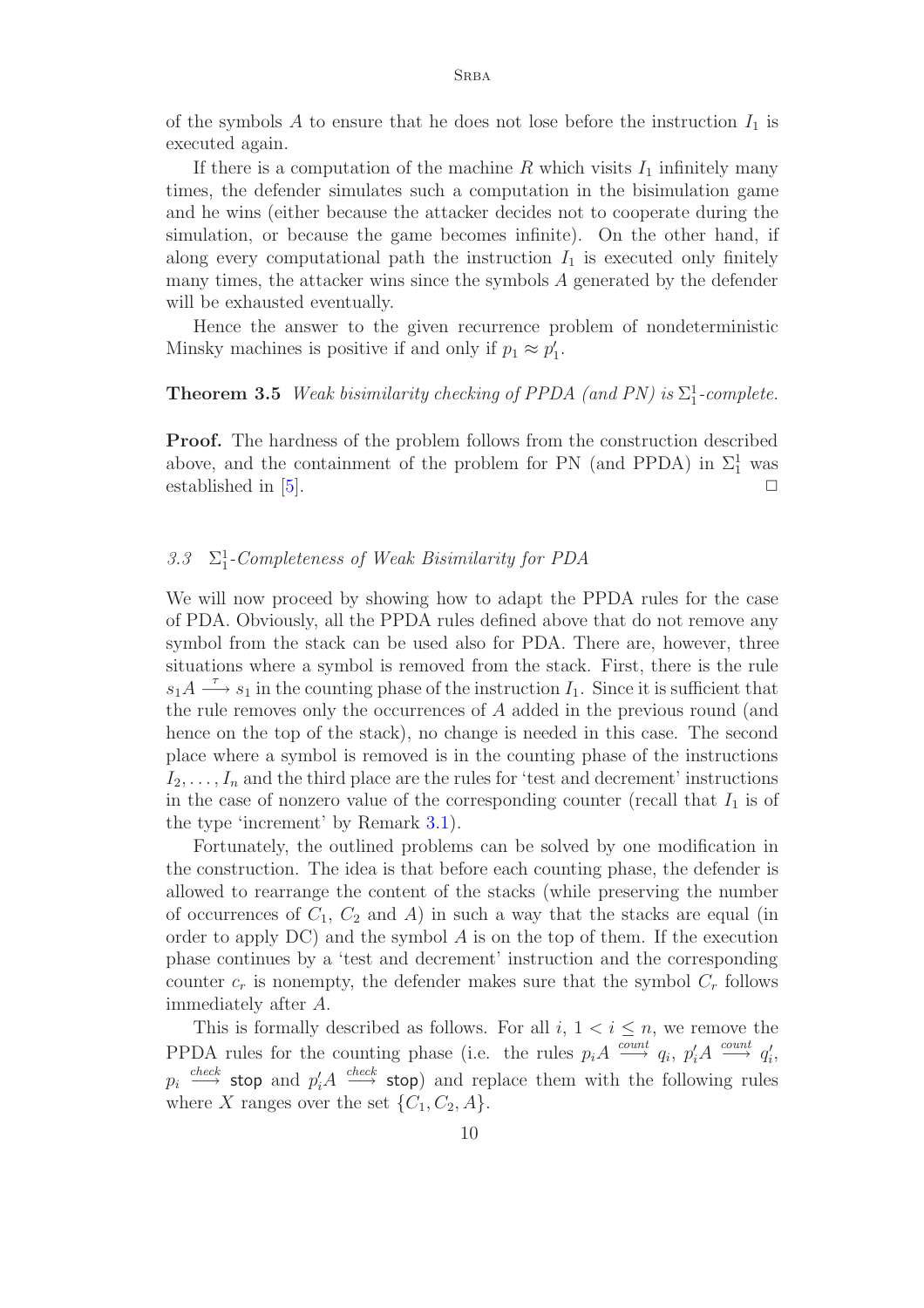of the symbols $A$ to ensure that he does not lose before the instruction $I_1$ is executed again.

If there is a computation of the machine $R$ which visits $I_1$ infinitely many times, the defender simulates such a computation in the bisimulation game and he wins (either because the attacker decides not to cooperate during the simulation, or because the game becomes infinite). On the other hand, if along every computational path the instruction $I_1$ is executed only finitely many times, the attacker wins since the symbols $A$ generated by the defender will be exhausted eventually.

Hence the answer to the given recurrence problem of nondeterministic Minsky machines is positive if and only if $p_1 \approx p'_1$.

**Theorem 3.5** *Weak bisimilarity checking of PPDA (and PN) is $\Sigma^1_1$-complete.*

**Proof.** The hardness of the problem follows from the construction described above, and the containment of the problem for PN (and PPDA) in $\Sigma^1_1$ was established in [5]. $\Box$

### *3.3 $\Sigma^1_1$-Completeness of Weak Bisimilarity for PDA*

We will now proceed by showing how to adapt the PPDA rules for the case of PDA. Obviously, all the PPDA rules defined above that do not remove any symbol from the stack can be used also for PDA. There are, however, three situations where a symbol is removed from the stack. First, there is the rule $s_1 A \stackrel{\tau}{\longrightarrow} s_1$ in the counting phase of the instruction $I_1$. Since it is sufficient that the rule removes only the occurrences of $A$ added in the previous round (and hence on the top of the stack), no change is needed in this case. The second place where a symbol is removed is in the counting phase of the instructions $I_2, \ldots, I_n$ and the third place are the rules for 'test and decrement' instructions in the case of nonzero value of the corresponding counter (recall that $I_1$ is of the type 'increment' by Remark 3.1).

Fortunately, the outlined problems can be solved by one modification in the construction. The idea is that before each counting phase, the defender is allowed to rearrange the content of the stacks (while preserving the number of occurrences of $C_1$, $C_2$ and $A$) in such a way that the stacks are equal (in order to apply DC) and the symbol $A$ is on the top of them. If the execution phase continues by a 'test and decrement' instruction and the corresponding counter $c_r$ is nonempty, the defender makes sure that the symbol $C_r$ follows immediately after $A$.

This is formally described as follows. For all $i$, $1 < i \leq n$, we remove the PPDA rules for the counting phase (i.e. the rules $p_i A \stackrel{count}{\longrightarrow} q_i$, $p'_i A \stackrel{count}{\longrightarrow} q'_i$, $p_i \stackrel{check}{\longrightarrow} \mathsf{stop}$ and $p'_i A \stackrel{check}{\longrightarrow} \mathsf{stop}$) and replace them with the following rules where $X$ ranges over the set $\{C_1, C_2, A\}$.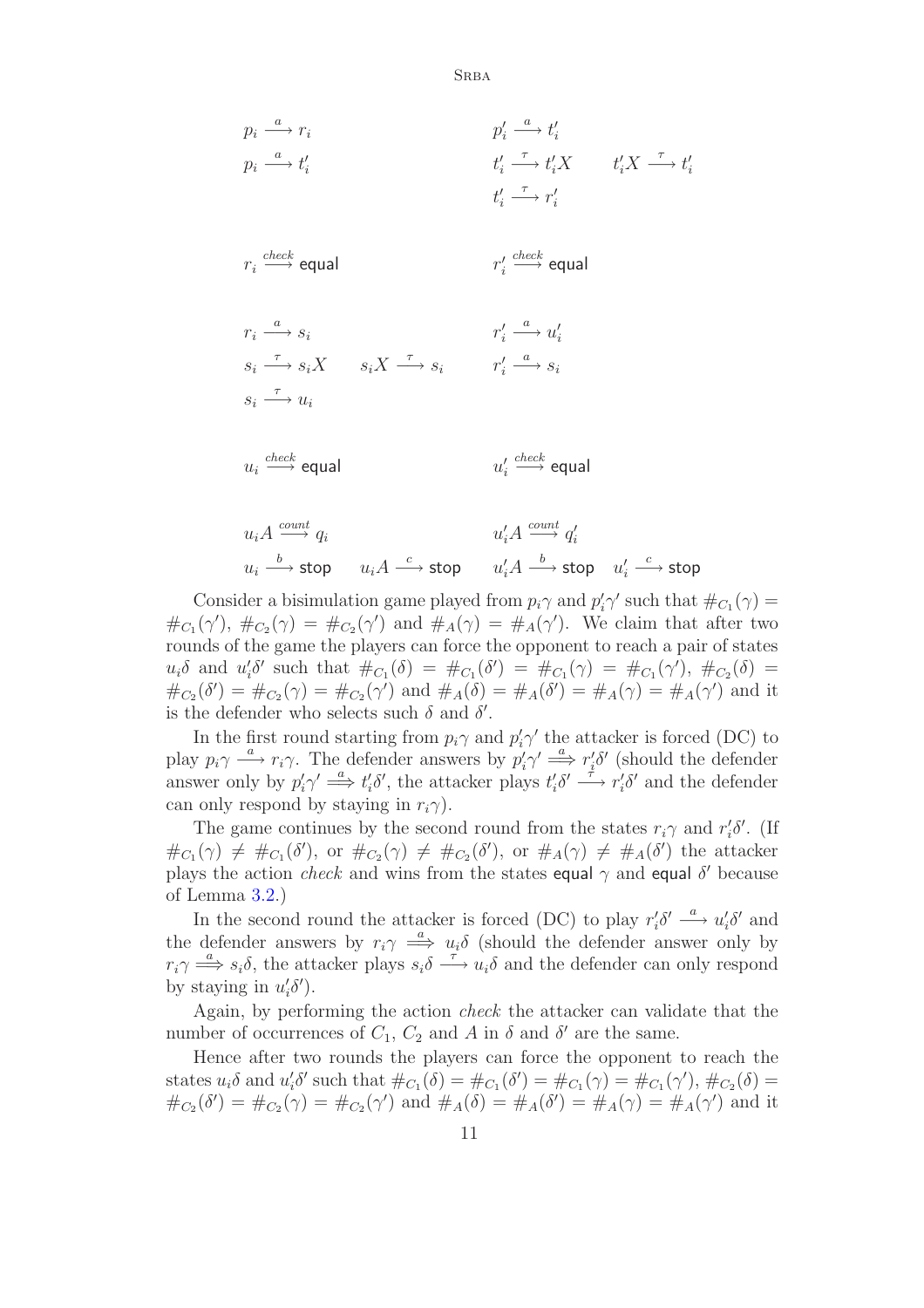$$p_i \xrightarrow{a} r_i \qquad\qquad p'_i \xrightarrow{a} t'_i$$

$$p_i \xrightarrow{a} t'_i \qquad\qquad t'_i \xrightarrow{\tau} t'_iX \qquad t'_iX \xrightarrow{\tau} t'_i$$

$$t'_i \xrightarrow{\tau} r'_i$$

$$r_i \xrightarrow{check} \mathsf{equal} \qquad\qquad r'_i \xrightarrow{check} \mathsf{equal}$$

$$r_i \xrightarrow{a} s_i \qquad\qquad r'_i \xrightarrow{a} u'_i$$

$$s_i \xrightarrow{\tau} s_iX \qquad s_iX \xrightarrow{\tau} s_i \qquad r'_i \xrightarrow{a} s_i$$

$$s_i \xrightarrow{\tau} u_i$$

$$u_i \xrightarrow{check} \mathsf{equal} \qquad\qquad u'_i \xrightarrow{check} \mathsf{equal}$$

$$u_iA \xrightarrow{count} q_i \qquad\qquad u'_iA \xrightarrow{count} q'_i$$

$$u_i \xrightarrow{b} \mathsf{stop} \qquad u_iA \xrightarrow{c} \mathsf{stop} \qquad u'_iA \xrightarrow{b} \mathsf{stop} \qquad u'_i \xrightarrow{c} \mathsf{stop}$$

Consider a bisimulation game played from $p_i\gamma$ and $p'_i\gamma'$ such that $\#_{C_1}(\gamma) = \#_{C_1}(\gamma')$, $\#_{C_2}(\gamma) = \#_{C_2}(\gamma')$ and $\#_A(\gamma) = \#_A(\gamma')$. We claim that after two rounds of the game the players can force the opponent to reach a pair of states $u_i\delta$ and $u'_i\delta'$ such that $\#_{C_1}(\delta) = \#_{C_1}(\delta') = \#_{C_1}(\gamma) = \#_{C_1}(\gamma')$, $\#_{C_2}(\delta) = \#_{C_2}(\delta') = \#_{C_2}(\gamma) = \#_{C_2}(\gamma')$ and $\#_A(\delta) = \#_A(\delta') = \#_A(\gamma) = \#_A(\gamma')$ and it is the defender who selects such $\delta$ and $\delta'$.

In the first round starting from $p_i\gamma$ and $p'_i\gamma'$ the attacker is forced (DC) to play $p_i\gamma \xrightarrow{a} r_i\gamma$. The defender answers by $p'_i\gamma' \overset{a}{\Longrightarrow} r'_i\delta'$ (should the defender answer only by $p'_i\gamma' \overset{a}{\Longrightarrow} t'_i\delta'$, the attacker plays $t'_i\delta' \xrightarrow{\tau} r'_i\delta'$ and the defender can only respond by staying in $r_i\gamma$).

The game continues by the second round from the states $r_i\gamma$ and $r'_i\delta'$. (If $\#_{C_1}(\gamma) \neq \#_{C_1}(\delta')$, or $\#_{C_2}(\gamma) \neq \#_{C_2}(\delta')$, or $\#_A(\gamma) \neq \#_A(\delta')$ the attacker plays the action *check* and wins from the states $\mathsf{equal}\ \gamma$ and $\mathsf{equal}\ \delta'$ because of Lemma 3.2.)

In the second round the attacker is forced (DC) to play $r'_i\delta' \xrightarrow{a} u'_i\delta'$ and the defender answers by $r_i\gamma \overset{a}{\Longrightarrow} u_i\delta$ (should the defender answer only by $r_i\gamma \overset{a}{\Longrightarrow} s_i\delta$, the attacker plays $s_i\delta \xrightarrow{\tau} u_i\delta$ and the defender can only respond by staying in $u'_i\delta'$).

Again, by performing the action *check* the attacker can validate that the number of occurrences of $C_1$, $C_2$ and $A$ in $\delta$ and $\delta'$ are the same.

Hence after two rounds the players can force the opponent to reach the states $u_i\delta$ and $u'_i\delta'$ such that $\#_{C_1}(\delta) = \#_{C_1}(\delta') = \#_{C_1}(\gamma) = \#_{C_1}(\gamma')$, $\#_{C_2}(\delta) = \#_{C_2}(\delta') = \#_{C_2}(\gamma) = \#_{C_2}(\gamma')$ and $\#_A(\delta) = \#_A(\delta') = \#_A(\gamma) = \#_A(\gamma')$ and it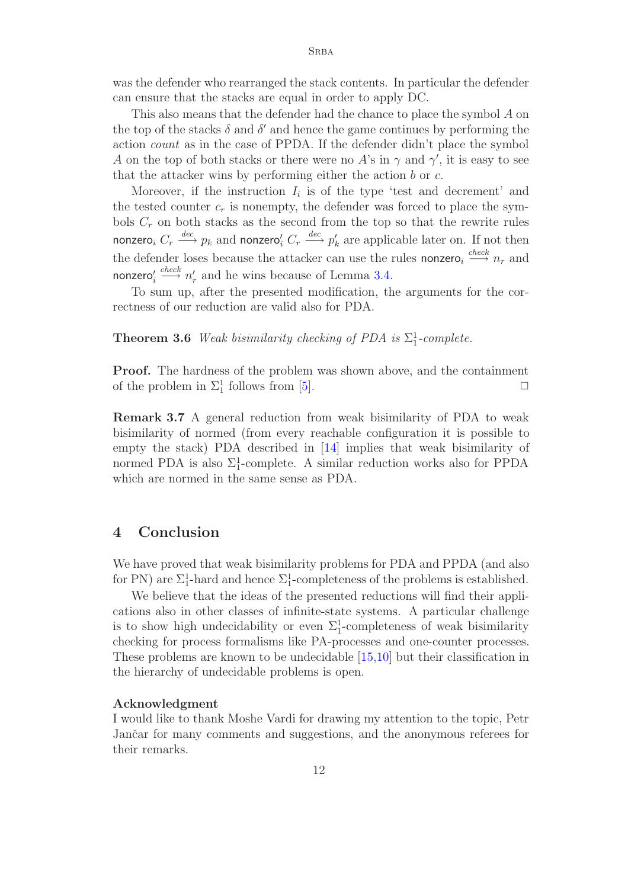was the defender who rearranged the stack contents. In particular the defender can ensure that the stacks are equal in order to apply DC.

This also means that the defender had the chance to place the symbol $A$ on the top of the stacks $\delta$ and $\delta'$ and hence the game continues by performing the action *count* as in the case of PPDA. If the defender didn't place the symbol $A$ on the top of both stacks or there were no $A$'s in $\gamma$ and $\gamma'$, it is easy to see that the attacker wins by performing either the action $b$ or $c$.

Moreover, if the instruction $I_i$ is of the type 'test and decrement' and the tested counter $c_r$ is nonempty, the defender was forced to place the symbols $C_r$ on both stacks as the second from the top so that the rewrite rules $\mathsf{nonzero}_i\ C_r \xrightarrow{dec} p_k$ and $\mathsf{nonzero}'_i\ C_r \xrightarrow{dec} p'_k$ are applicable later on. If not then the defender loses because the attacker can use the rules $\mathsf{nonzero}_i \xrightarrow{check} n_r$ and $\mathsf{nonzero}'_i \xrightarrow{check} n'_r$ and he wins because of Lemma 3.4.

To sum up, after the presented modification, the arguments for the correctness of our reduction are valid also for PDA.

**Theorem 3.6** *Weak bisimilarity checking of PDA is $\Sigma^1_1$-complete.*

**Proof.** The hardness of the problem was shown above, and the containment of the problem in $\Sigma^1_1$ follows from [5]. □

**Remark 3.7** A general reduction from weak bisimilarity of PDA to weak bisimilarity of normed (from every reachable configuration it is possible to empty the stack) PDA described in [14] implies that weak bisimilarity of normed PDA is also $\Sigma^1_1$-complete. A similar reduction works also for PPDA which are normed in the same sense as PDA.

## 4 Conclusion

We have proved that weak bisimilarity problems for PDA and PPDA (and also for PN) are $\Sigma^1_1$-hard and hence $\Sigma^1_1$-completeness of the problems is established.

We believe that the ideas of the presented reductions will find their applications also in other classes of infinite-state systems. A particular challenge is to show high undecidability or even $\Sigma^1_1$-completeness of weak bisimilarity checking for process formalisms like PA-processes and one-counter processes. These problems are known to be undecidable [15,10] but their classification in the hierarchy of undecidable problems is open.

### Acknowledgment

I would like to thank Moshe Vardi for drawing my attention to the topic, Petr Jančar for many comments and suggestions, and the anonymous referees for their remarks.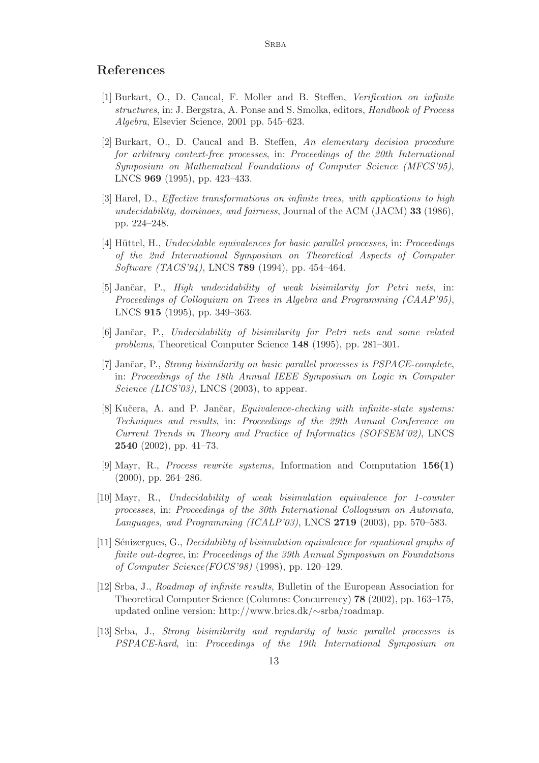## References

[1] Burkart, O., D. Caucal, F. Moller and B. Steffen, *Verification on infinite structures*, in: J. Bergstra, A. Ponse and S. Smolka, editors, *Handbook of Process Algebra*, Elsevier Science, 2001 pp. 545–623.

[2] Burkart, O., D. Caucal and B. Steffen, *An elementary decision procedure for arbitrary context-free processes*, in: *Proceedings of the 20th International Symposium on Mathematical Foundations of Computer Science (MFCS'95)*, LNCS **969** (1995), pp. 423–433.

[3] Harel, D., *Effective transformations on infinite trees, with applications to high undecidability, dominoes, and fairness*, Journal of the ACM (JACM) **33** (1986), pp. 224–248.

[4] Hüttel, H., *Undecidable equivalences for basic parallel processes*, in: *Proceedings of the 2nd International Symposium on Theoretical Aspects of Computer Software (TACS'94)*, LNCS **789** (1994), pp. 454–464.

[5] Jančar, P., *High undecidability of weak bisimilarity for Petri nets*, in: *Proceedings of Colloquium on Trees in Algebra and Programming (CAAP'95)*, LNCS **915** (1995), pp. 349–363.

[6] Jančar, P., *Undecidability of bisimilarity for Petri nets and some related problems*, Theoretical Computer Science **148** (1995), pp. 281–301.

[7] Jančar, P., *Strong bisimilarity on basic parallel processes is PSPACE-complete*, in: *Proceedings of the 18th Annual IEEE Symposium on Logic in Computer Science (LICS'03)*, LNCS (2003), to appear.

[8] Kučera, A. and P. Jančar, *Equivalence-checking with infinite-state systems: Techniques and results*, in: *Proceedings of the 29th Annual Conference on Current Trends in Theory and Practice of Informatics (SOFSEM'02)*, LNCS **2540** (2002), pp. 41–73.

[9] Mayr, R., *Process rewrite systems*, Information and Computation **156(1)** (2000), pp. 264–286.

[10] Mayr, R., *Undecidability of weak bisimulation equivalence for 1-counter processes*, in: *Proceedings of the 30th International Colloquium on Automata, Languages, and Programming (ICALP'03)*, LNCS **2719** (2003), pp. 570–583.

[11] Sénizergues, G., *Decidability of bisimulation equivalence for equational graphs of finite out-degree*, in: *Proceedings of the 39th Annual Symposium on Foundations of Computer Science(FOCS'98)* (1998), pp. 120–129.

[12] Srba, J., *Roadmap of infinite results*, Bulletin of the European Association for Theoretical Computer Science (Columns: Concurrency) **78** (2002), pp. 163–175, updated online version: http://www.brics.dk/∼srba/roadmap.

[13] Srba, J., *Strong bisimilarity and regularity of basic parallel processes is PSPACE-hard*, in: *Proceedings of the 19th International Symposium on*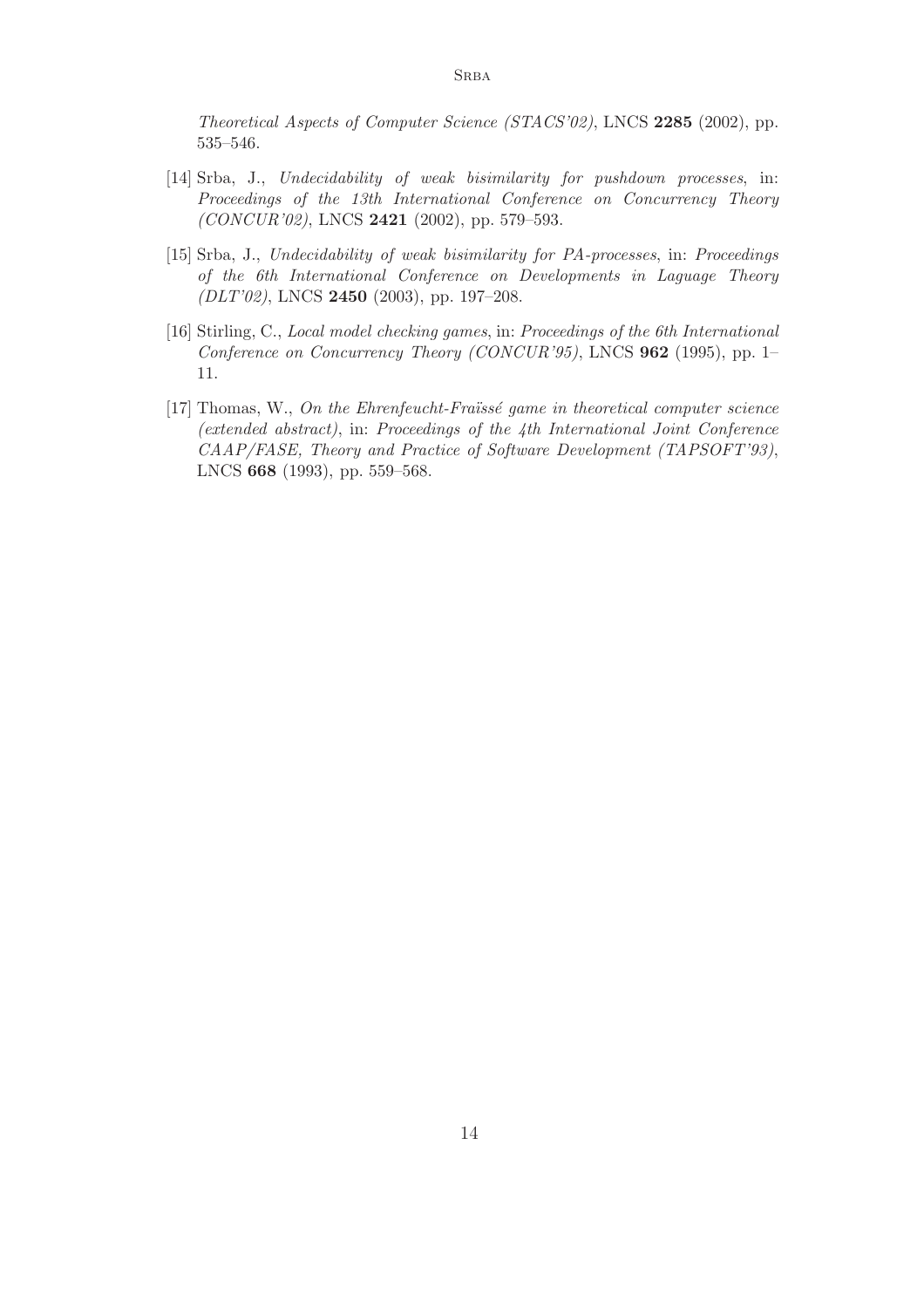*Theoretical Aspects of Computer Science (STACS'02)*, LNCS **2285** (2002), pp. 535–546.

[14] Srba, J., *Undecidability of weak bisimilarity for pushdown processes*, in: *Proceedings of the 13th International Conference on Concurrency Theory (CONCUR'02)*, LNCS **2421** (2002), pp. 579–593.

[15] Srba, J., *Undecidability of weak bisimilarity for PA-processes*, in: *Proceedings of the 6th International Conference on Developments in Laguage Theory (DLT'02)*, LNCS **2450** (2003), pp. 197–208.

[16] Stirling, C., *Local model checking games*, in: *Proceedings of the 6th International Conference on Concurrency Theory (CONCUR'95)*, LNCS **962** (1995), pp. 1–11.

[17] Thomas, W., *On the Ehrenfeucht-Fraïssé game in theoretical computer science (extended abstract)*, in: *Proceedings of the 4th International Joint Conference CAAP/FASE, Theory and Practice of Software Development (TAPSOFT'93)*, LNCS **668** (1993), pp. 559–568.